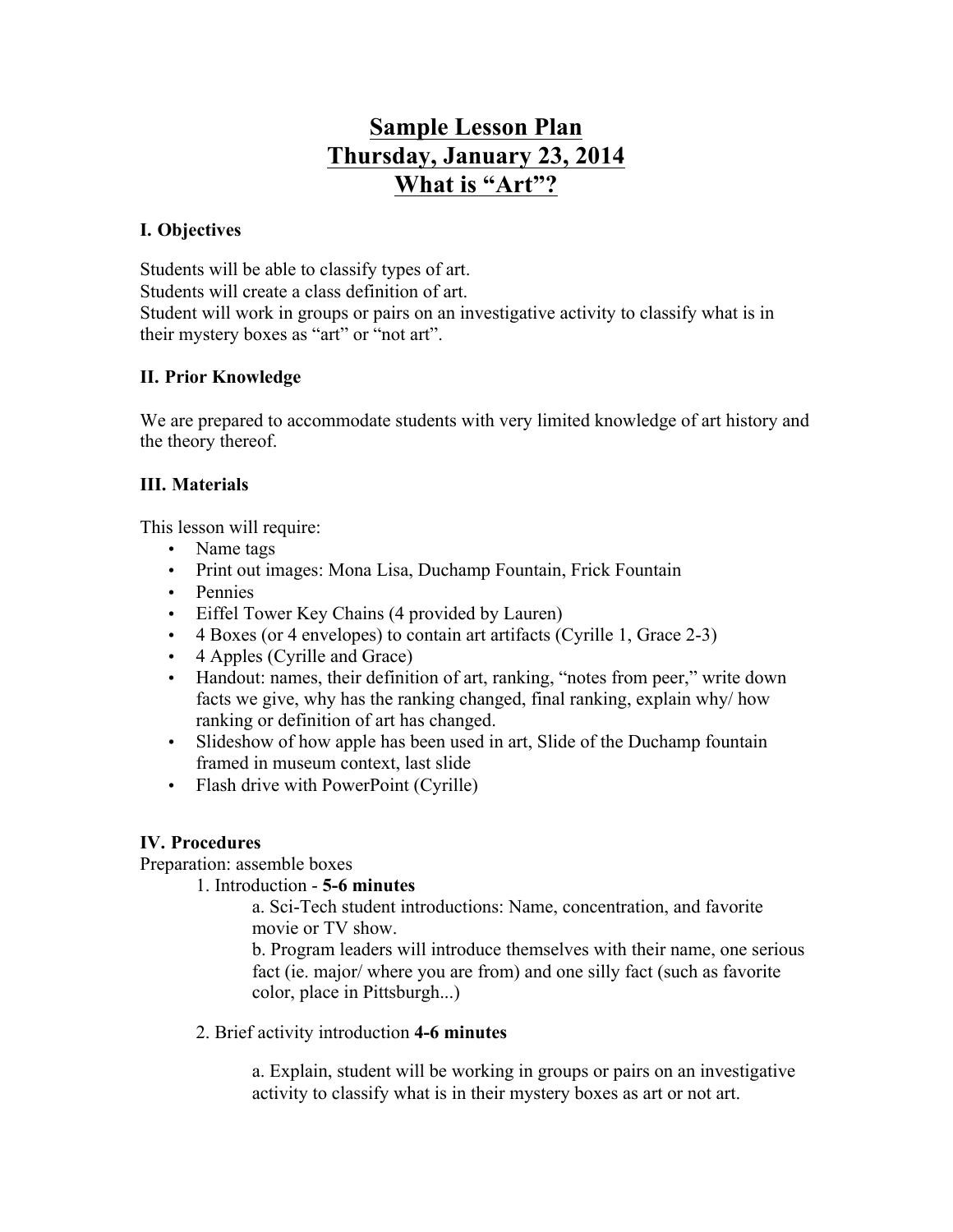# Sample Lesson Plan
# Thursday, January 23, 2014
# What is "Art"?

### I. Objectives

Students will be able to classify types of art.
Students will create a class definition of art.
Student will work in groups or pairs on an investigative activity to classify what is in their mystery boxes as "art" or "not art".

### II. Prior Knowledge

We are prepared to accommodate students with very limited knowledge of art history and the theory thereof.

### III. Materials

This lesson will require:

- Name tags
- Print out images: Mona Lisa, Duchamp Fountain, Frick Fountain
- Pennies
- Eiffel Tower Key Chains (4 provided by Lauren)
- 4 Boxes (or 4 envelopes) to contain art artifacts (Cyrille 1, Grace 2-3)
- 4 Apples (Cyrille and Grace)
- Handout: names, their definition of art, ranking, "notes from peer," write down facts we give, why has the ranking changed, final ranking, explain why/ how ranking or definition of art has changed.
- Slideshow of how apple has been used in art, Slide of the Duchamp fountain framed in museum context, last slide
- Flash drive with PowerPoint (Cyrille)

### IV. Procedures

Preparation: assemble boxes

1. Introduction - **5-6 minutes**

   a. Sci-Tech student introductions: Name, concentration, and favorite movie or TV show.

   b. Program leaders will introduce themselves with their name, one serious fact (ie. major/ where you are from) and one silly fact (such as favorite color, place in Pittsburgh...)

2. Brief activity introduction **4-6 minutes**

   a. Explain, student will be working in groups or pairs on an investigative activity to classify what is in their mystery boxes as art or not art.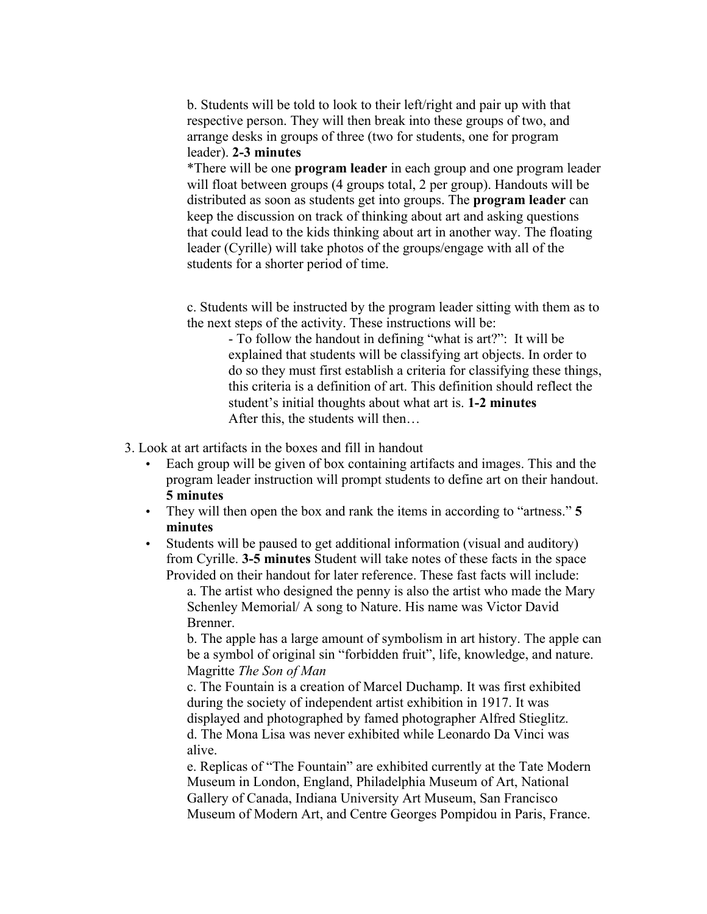b. Students will be told to look to their left/right and pair up with that respective person. They will then break into these groups of two, and arrange desks in groups of three (two for students, one for program leader). **2-3 minutes**

*There will be one **program leader** in each group and one program leader will float between groups (4 groups total, 2 per group). Handouts will be distributed as soon as students get into groups. The **program leader** can keep the discussion on track of thinking about art and asking questions that could lead to the kids thinking about art in another way. The floating leader (Cyrille) will take photos of the groups/engage with all of the students for a shorter period of time.

c. Students will be instructed by the program leader sitting with them as to the next steps of the activity. These instructions will be:

- To follow the handout in defining "what is art?": It will be explained that students will be classifying art objects. In order to do so they must first establish a criteria for classifying these things, this criteria is a definition of art. This definition should reflect the student's initial thoughts about what art is. **1-2 minutes**
  After this, the students will then…

3. Look at art artifacts in the boxes and fill in handout
   - Each group will be given of box containing artifacts and images. This and the program leader instruction will prompt students to define art on their handout. **5 minutes**
   - They will then open the box and rank the items in according to "artness." **5 minutes**
   - Students will be paused to get additional information (visual and auditory) from Cyrille. **3-5 minutes** Student will take notes of these facts in the space Provided on their handout for later reference. These fast facts will include:

     a. The artist who designed the penny is also the artist who made the Mary Schenley Memorial/ A song to Nature. His name was Victor David Brenner.

     b. The apple has a large amount of symbolism in art history. The apple can be a symbol of original sin "forbidden fruit", life, knowledge, and nature. Magritte *The Son of Man*

     c. The Fountain is a creation of Marcel Duchamp. It was first exhibited during the society of independent artist exhibition in 1917. It was displayed and photographed by famed photographer Alfred Stieglitz.

     d. The Mona Lisa was never exhibited while Leonardo Da Vinci was alive.

     e. Replicas of "The Fountain" are exhibited currently at the Tate Modern Museum in London, England, Philadelphia Museum of Art, National Gallery of Canada, Indiana University Art Museum, San Francisco Museum of Modern Art, and Centre Georges Pompidou in Paris, France.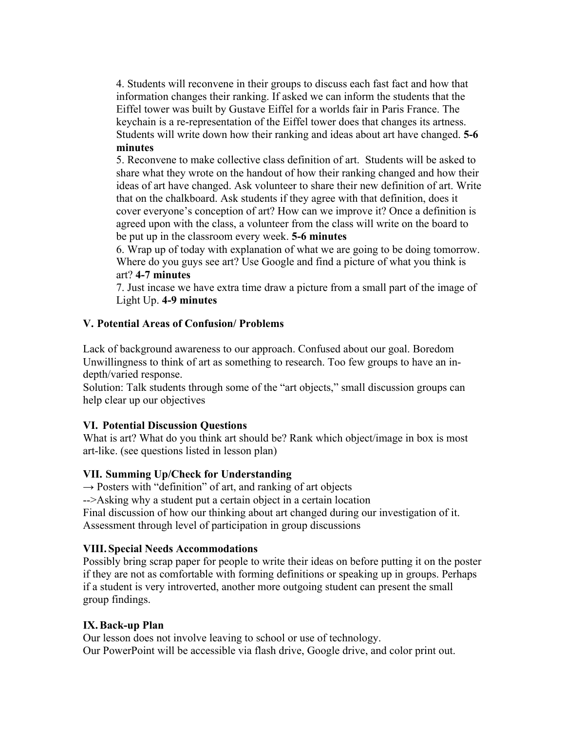4. Students will reconvene in their groups to discuss each fast fact and how that information changes their ranking. If asked we can inform the students that the Eiffel tower was built by Gustave Eiffel for a worlds fair in Paris France. The keychain is a re-representation of the Eiffel tower does that changes its artness. Students will write down how their ranking and ideas about art have changed. **5-6 minutes**
5. Reconvene to make collective class definition of art. Students will be asked to share what they wrote on the handout of how their ranking changed and how their ideas of art have changed. Ask volunteer to share their new definition of art. Write that on the chalkboard. Ask students if they agree with that definition, does it cover everyone's conception of art? How can we improve it? Once a definition is agreed upon with the class, a volunteer from the class will write on the board to be put up in the classroom every week. **5-6 minutes**
6. Wrap up of today with explanation of what we are going to be doing tomorrow. Where do you guys see art? Use Google and find a picture of what you think is art? **4-7 minutes**
7. Just incase we have extra time draw a picture from a small part of the image of Light Up. **4-9 minutes**

### V. Potential Areas of Confusion/ Problems

Lack of background awareness to our approach. Confused about our goal. Boredom Unwillingness to think of art as something to research. Too few groups to have an in-depth/varied response.
Solution: Talk students through some of the "art objects," small discussion groups can help clear up our objectives

### VI. Potential Discussion Questions

What is art? What do you think art should be? Rank which object/image in box is most art-like. (see questions listed in lesson plan)

### VII. Summing Up/Check for Understanding

→ Posters with "definition" of art, and ranking of art objects
-->Asking why a student put a certain object in a certain location
Final discussion of how our thinking about art changed during our investigation of it.
Assessment through level of participation in group discussions

### VIII. Special Needs Accommodations

Possibly bring scrap paper for people to write their ideas on before putting it on the poster if they are not as comfortable with forming definitions or speaking up in groups. Perhaps if a student is very introverted, another more outgoing student can present the small group findings.

### IX. Back-up Plan

Our lesson does not involve leaving to school or use of technology.
Our PowerPoint will be accessible via flash drive, Google drive, and color print out.